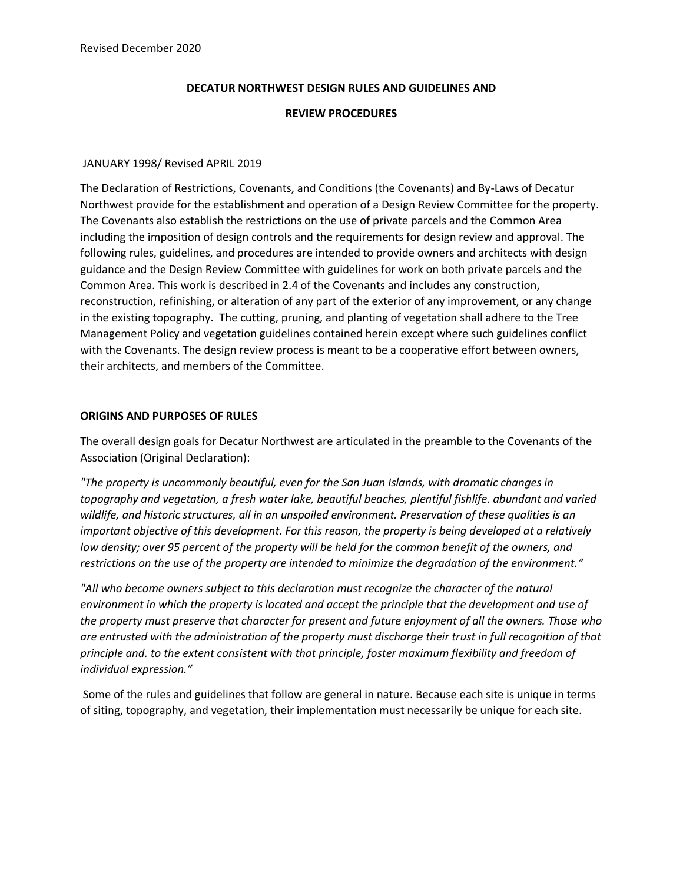Revised December 2020

# DECATUR NORTHWEST DESIGN RULES AND GUIDELINES AND REVIEW PROCEDURES

JANUARY 1998/ Revised APRIL 2019

The Declaration of Restrictions, Covenants, and Conditions (the Covenants) and By-Laws of Decatur Northwest provide for the establishment and operation of a Design Review Committee for the property. The Covenants also establish the restrictions on the use of private parcels and the Common Area including the imposition of design controls and the requirements for design review and approval. The following rules, guidelines, and procedures are intended to provide owners and architects with design guidance and the Design Review Committee with guidelines for work on both private parcels and the Common Area. This work is described in 2.4 of the Covenants and includes any construction, reconstruction, refinishing, or alteration of any part of the exterior of any improvement, or any change in the existing topography. The cutting, pruning, and planting of vegetation shall adhere to the Tree Management Policy and vegetation guidelines contained herein except where such guidelines conflict with the Covenants. The design review process is meant to be a cooperative effort between owners, their architects, and members of the Committee.

## ORIGINS AND PURPOSES OF RULES

The overall design goals for Decatur Northwest are articulated in the preamble to the Covenants of the Association (Original Declaration):

*"The property is uncommonly beautiful, even for the San Juan Islands, with dramatic changes in topography and vegetation, a fresh water lake, beautiful beaches, plentiful fishlife. abundant and varied wildlife, and historic structures, all in an unspoiled environment. Preservation of these qualities is an important objective of this development. For this reason, the property is being developed at a relatively low density; over 95 percent of the property will be held for the common benefit of the owners, and restrictions on the use of the property are intended to minimize the degradation of the environment."*

*"All who become owners subject to this declaration must recognize the character of the natural environment in which the property is located and accept the principle that the development and use of the property must preserve that character for present and future enjoyment of all the owners. Those who are entrusted with the administration of the property must discharge their trust in full recognition of that principle and. to the extent consistent with that principle, foster maximum flexibility and freedom of individual expression."*

Some of the rules and guidelines that follow are general in nature. Because each site is unique in terms of siting, topography, and vegetation, their implementation must necessarily be unique for each site.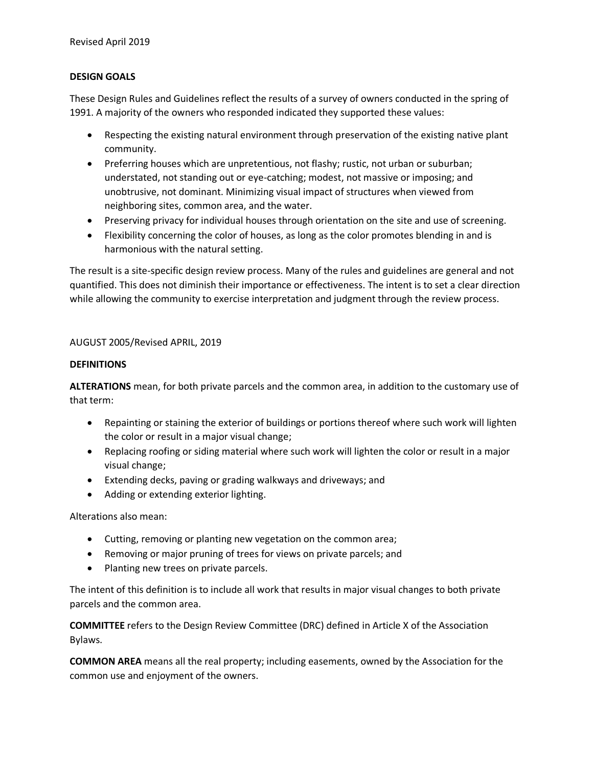Revised April 2019

**DESIGN GOALS**

These Design Rules and Guidelines reflect the results of a survey of owners conducted in the spring of 1991. A majority of the owners who responded indicated they supported these values:

- Respecting the existing natural environment through preservation of the existing native plant community.
- Preferring houses which are unpretentious, not flashy; rustic, not urban or suburban; understated, not standing out or eye-catching; modest, not massive or imposing; and unobtrusive, not dominant. Minimizing visual impact of structures when viewed from neighboring sites, common area, and the water.
- Preserving privacy for individual houses through orientation on the site and use of screening.
- Flexibility concerning the color of houses, as long as the color promotes blending in and is harmonious with the natural setting.

The result is a site-specific design review process. Many of the rules and guidelines are general and not quantified. This does not diminish their importance or effectiveness. The intent is to set a clear direction while allowing the community to exercise interpretation and judgment through the review process.

AUGUST 2005/Revised APRIL, 2019

**DEFINITIONS**

**ALTERATIONS** mean, for both private parcels and the common area, in addition to the customary use of that term:

- Repainting or staining the exterior of buildings or portions thereof where such work will lighten the color or result in a major visual change;
- Replacing roofing or siding material where such work will lighten the color or result in a major visual change;
- Extending decks, paving or grading walkways and driveways; and
- Adding or extending exterior lighting.

Alterations also mean:

- Cutting, removing or planting new vegetation on the common area;
- Removing or major pruning of trees for views on private parcels; and
- Planting new trees on private parcels.

The intent of this definition is to include all work that results in major visual changes to both private parcels and the common area.

**COMMITTEE** refers to the Design Review Committee (DRC) defined in Article X of the Association Bylaws.

**COMMON AREA** means all the real property; including easements, owned by the Association for the common use and enjoyment of the owners.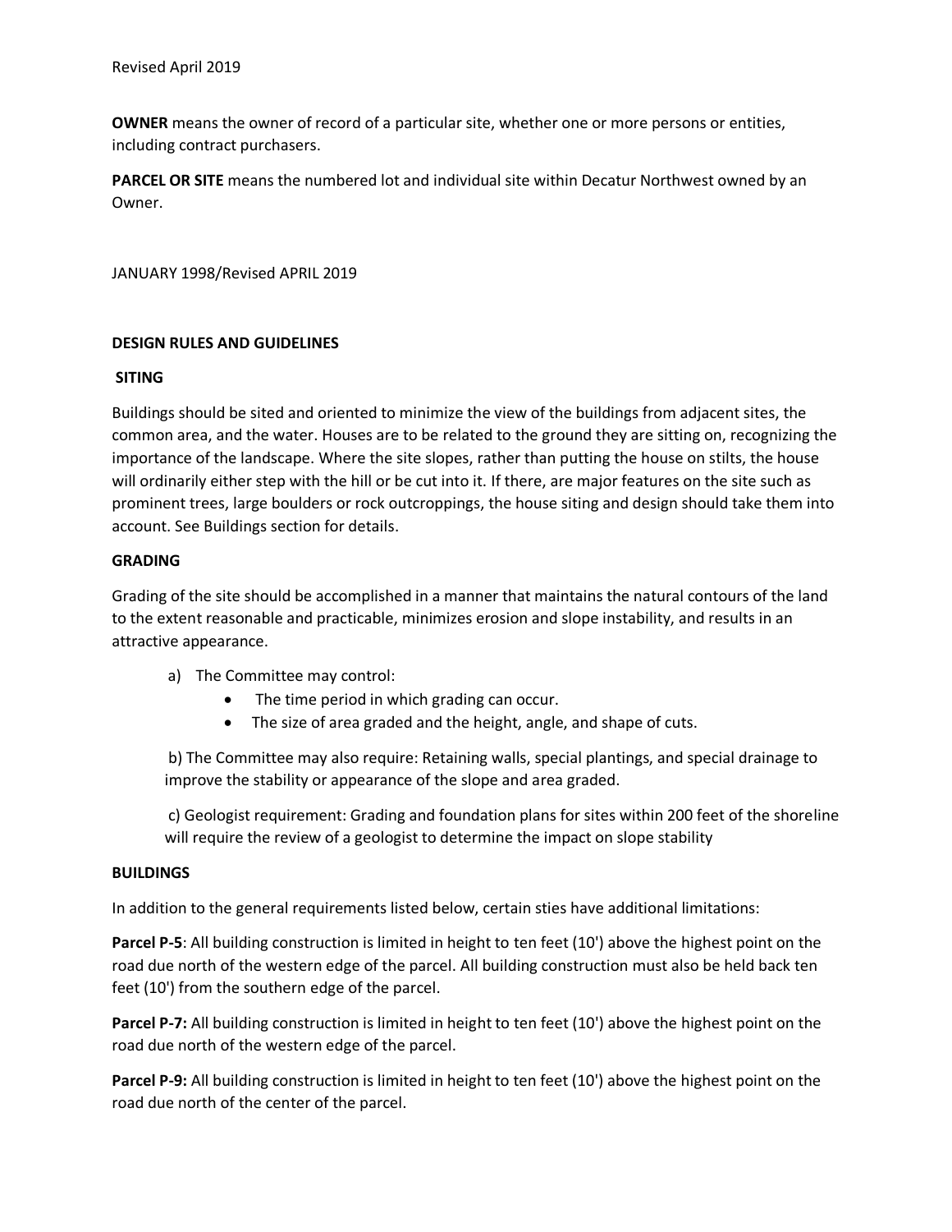**OWNER** means the owner of record of a particular site, whether one or more persons or entities, including contract purchasers.

**PARCEL OR SITE** means the numbered lot and individual site within Decatur Northwest owned by an Owner.

JANUARY 1998/Revised APRIL 2019

## DESIGN RULES AND GUIDELINES

### SITING

Buildings should be sited and oriented to minimize the view of the buildings from adjacent sites, the common area, and the water. Houses are to be related to the ground they are sitting on, recognizing the importance of the landscape. Where the site slopes, rather than putting the house on stilts, the house will ordinarily either step with the hill or be cut into it. If there, are major features on the site such as prominent trees, large boulders or rock outcroppings, the house siting and design should take them into account. See Buildings section for details.

### GRADING

Grading of the site should be accomplished in a manner that maintains the natural contours of the land to the extent reasonable and practicable, minimizes erosion and slope instability, and results in an attractive appearance.

a) The Committee may control:
   - The time period in which grading can occur.
   - The size of area graded and the height, angle, and shape of cuts.

b) The Committee may also require: Retaining walls, special plantings, and special drainage to improve the stability or appearance of the slope and area graded.

c) Geologist requirement: Grading and foundation plans for sites within 200 feet of the shoreline will require the review of a geologist to determine the impact on slope stability

### BUILDINGS

In addition to the general requirements listed below, certain sties have additional limitations:

**Parcel P-5**: All building construction is limited in height to ten feet (10') above the highest point on the road due north of the western edge of the parcel. All building construction must also be held back ten feet (10') from the southern edge of the parcel.

**Parcel P-7:** All building construction is limited in height to ten feet (10') above the highest point on the road due north of the western edge of the parcel.

**Parcel P-9:** All building construction is limited in height to ten feet (10') above the highest point on the road due north of the center of the parcel.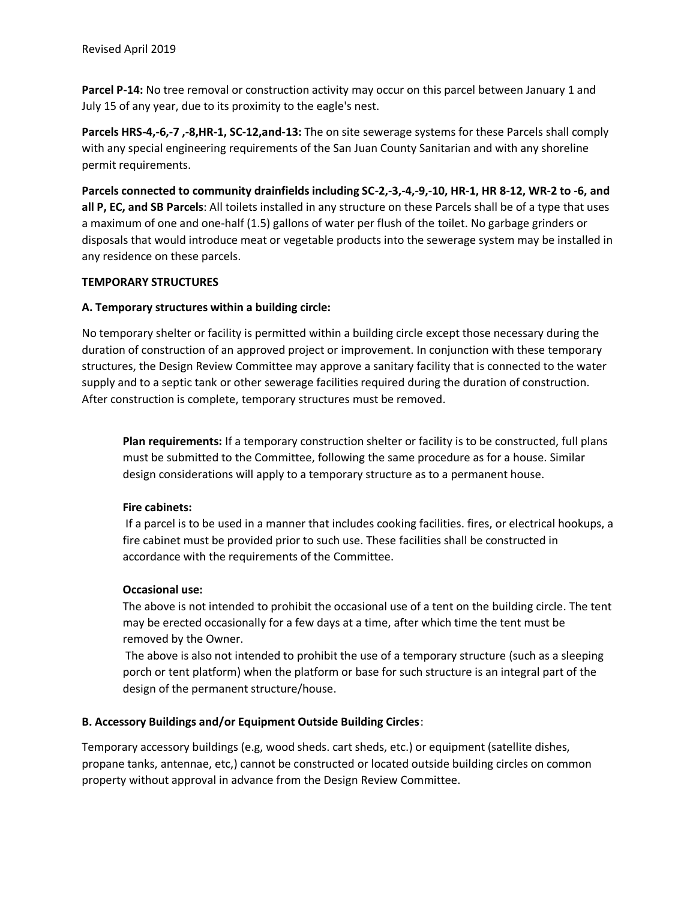**Parcel P-14:** No tree removal or construction activity may occur on this parcel between January 1 and July 15 of any year, due to its proximity to the eagle's nest.

**Parcels HRS-4,-6,-7 ,-8,HR-1, SC-12,and-13:** The on site sewerage systems for these Parcels shall comply with any special engineering requirements of the San Juan County Sanitarian and with any shoreline permit requirements.

**Parcels connected to community drainfields including SC-2,-3,-4,-9,-10, HR-1, HR 8-12, WR-2 to -6, and all P, EC, and SB Parcels**: All toilets installed in any structure on these Parcels shall be of a type that uses a maximum of one and one-half (1.5) gallons of water per flush of the toilet. No garbage grinders or disposals that would introduce meat or vegetable products into the sewerage system may be installed in any residence on these parcels.

**TEMPORARY STRUCTURES**

**A. Temporary structures within a building circle:**

No temporary shelter or facility is permitted within a building circle except those necessary during the duration of construction of an approved project or improvement. In conjunction with these temporary structures, the Design Review Committee may approve a sanitary facility that is connected to the water supply and to a septic tank or other sewerage facilities required during the duration of construction. After construction is complete, temporary structures must be removed.

**Plan requirements:** If a temporary construction shelter or facility is to be constructed, full plans must be submitted to the Committee, following the same procedure as for a house. Similar design considerations will apply to a temporary structure as to a permanent house.

**Fire cabinets:**

If a parcel is to be used in a manner that includes cooking facilities. fires, or electrical hookups, a fire cabinet must be provided prior to such use. These facilities shall be constructed in accordance with the requirements of the Committee.

**Occasional use:**

The above is not intended to prohibit the occasional use of a tent on the building circle. The tent may be erected occasionally for a few days at a time, after which time the tent must be removed by the Owner.

The above is also not intended to prohibit the use of a temporary structure (such as a sleeping porch or tent platform) when the platform or base for such structure is an integral part of the design of the permanent structure/house.

**B. Accessory Buildings and/or Equipment Outside Building Circles**:

Temporary accessory buildings (e.g, wood sheds. cart sheds, etc.) or equipment (satellite dishes, propane tanks, antennae, etc,) cannot be constructed or located outside building circles on common property without approval in advance from the Design Review Committee.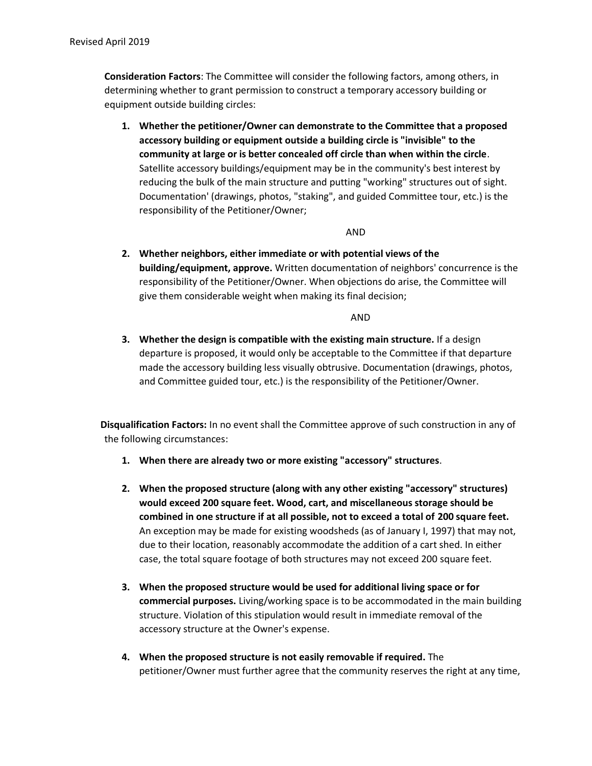**Consideration Factors**: The Committee will consider the following factors, among others, in determining whether to grant permission to construct a temporary accessory building or equipment outside building circles:

1. **Whether the petitioner/Owner can demonstrate to the Committee that a proposed accessory building or equipment outside a building circle is "invisible" to the community at large or is better concealed off circle than when within the circle**. Satellite accessory buildings/equipment may be in the community's best interest by reducing the bulk of the main structure and putting "working" structures out of sight. Documentation' (drawings, photos, "staking", and guided Committee tour, etc.) is the responsibility of the Petitioner/Owner;

   AND

2. **Whether neighbors, either immediate or with potential views of the building/equipment, approve.** Written documentation of neighbors' concurrence is the responsibility of the Petitioner/Owner. When objections do arise, the Committee will give them considerable weight when making its final decision;

   AND

3. **Whether the design is compatible with the existing main structure.** If a design departure is proposed, it would only be acceptable to the Committee if that departure made the accessory building less visually obtrusive. Documentation (drawings, photos, and Committee guided tour, etc.) is the responsibility of the Petitioner/Owner.

**Disqualification Factors:** In no event shall the Committee approve of such construction in any of the following circumstances:

1. **When there are already two or more existing "accessory" structures**.

2. **When the proposed structure (along with any other existing "accessory" structures) would exceed 200 square feet. Wood, cart, and miscellaneous storage should be combined in one structure if at all possible, not to exceed a total of 200 square feet.** An exception may be made for existing woodsheds (as of January I, 1997) that may not, due to their location, reasonably accommodate the addition of a cart shed. In either case, the total square footage of both structures may not exceed 200 square feet.

3. **When the proposed structure would be used for additional living space or for commercial purposes.** Living/working space is to be accommodated in the main building structure. Violation of this stipulation would result in immediate removal of the accessory structure at the Owner's expense.

4. **When the proposed structure is not easily removable if required.** The petitioner/Owner must further agree that the community reserves the right at any time,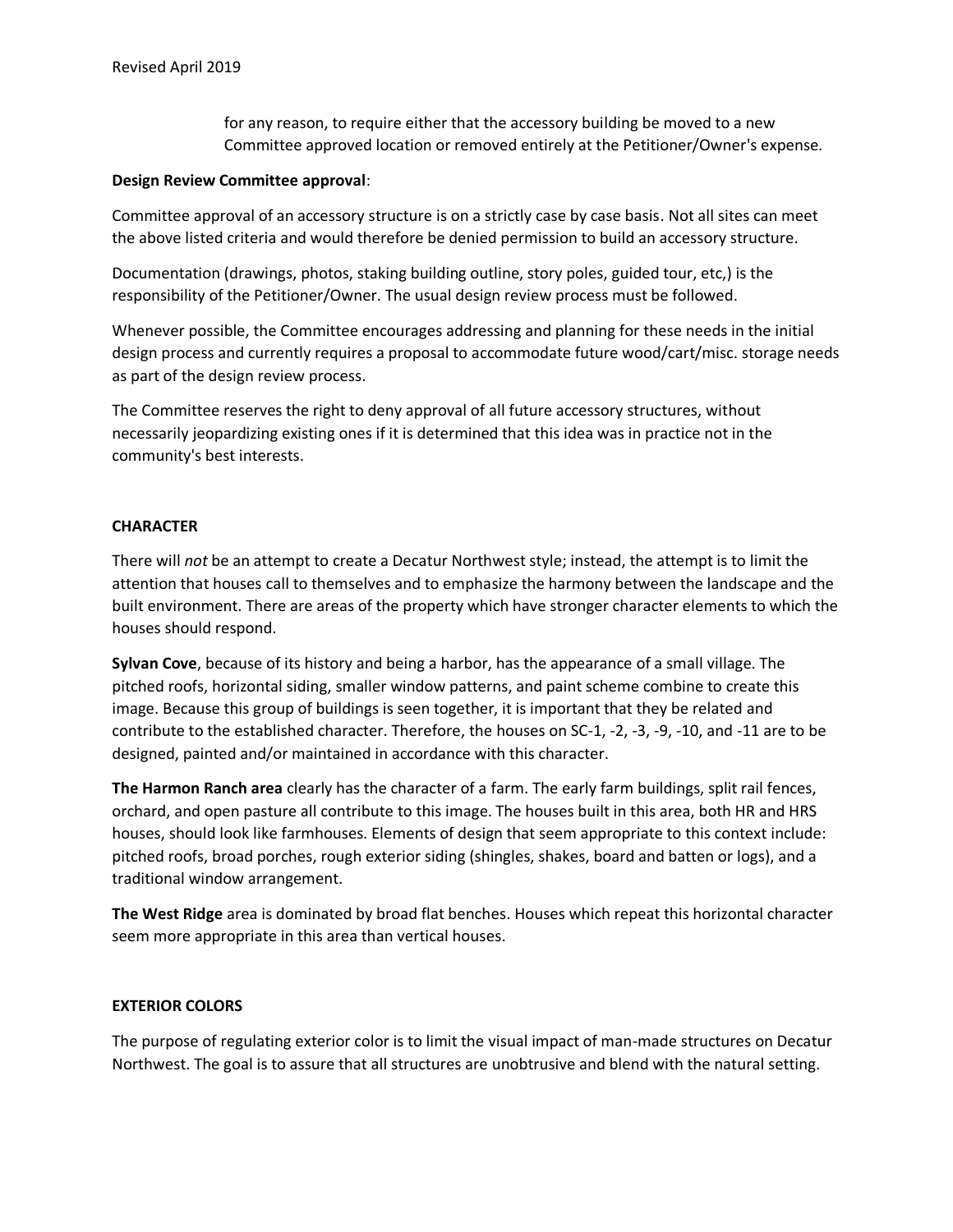for any reason, to require either that the accessory building be moved to a new Committee approved location or removed entirely at the Petitioner/Owner's expense.

**Design Review Committee approval**:

Committee approval of an accessory structure is on a strictly case by case basis. Not all sites can meet the above listed criteria and would therefore be denied permission to build an accessory structure.

Documentation (drawings, photos, staking building outline, story poles, guided tour, etc,) is the responsibility of the Petitioner/Owner. The usual design review process must be followed.

Whenever possible, the Committee encourages addressing and planning for these needs in the initial design process and currently requires a proposal to accommodate future wood/cart/misc. storage needs as part of the design review process.

The Committee reserves the right to deny approval of all future accessory structures, without necessarily jeopardizing existing ones if it is determined that this idea was in practice not in the community's best interests.

## CHARACTER

There will *not* be an attempt to create a Decatur Northwest style; instead, the attempt is to limit the attention that houses call to themselves and to emphasize the harmony between the landscape and the built environment. There are areas of the property which have stronger character elements to which the houses should respond.

**Sylvan Cove**, because of its history and being a harbor, has the appearance of a small village. The pitched roofs, horizontal siding, smaller window patterns, and paint scheme combine to create this image. Because this group of buildings is seen together, it is important that they be related and contribute to the established character. Therefore, the houses on SC-1, -2, -3, -9, -10, and -11 are to be designed, painted and/or maintained in accordance with this character.

**The Harmon Ranch area** clearly has the character of a farm. The early farm buildings, split rail fences, orchard, and open pasture all contribute to this image. The houses built in this area, both HR and HRS houses, should look like farmhouses. Elements of design that seem appropriate to this context include: pitched roofs, broad porches, rough exterior siding (shingles, shakes, board and batten or logs), and a traditional window arrangement.

**The West Ridge** area is dominated by broad flat benches. Houses which repeat this horizontal character seem more appropriate in this area than vertical houses.

## EXTERIOR COLORS

The purpose of regulating exterior color is to limit the visual impact of man-made structures on Decatur Northwest. The goal is to assure that all structures are unobtrusive and blend with the natural setting.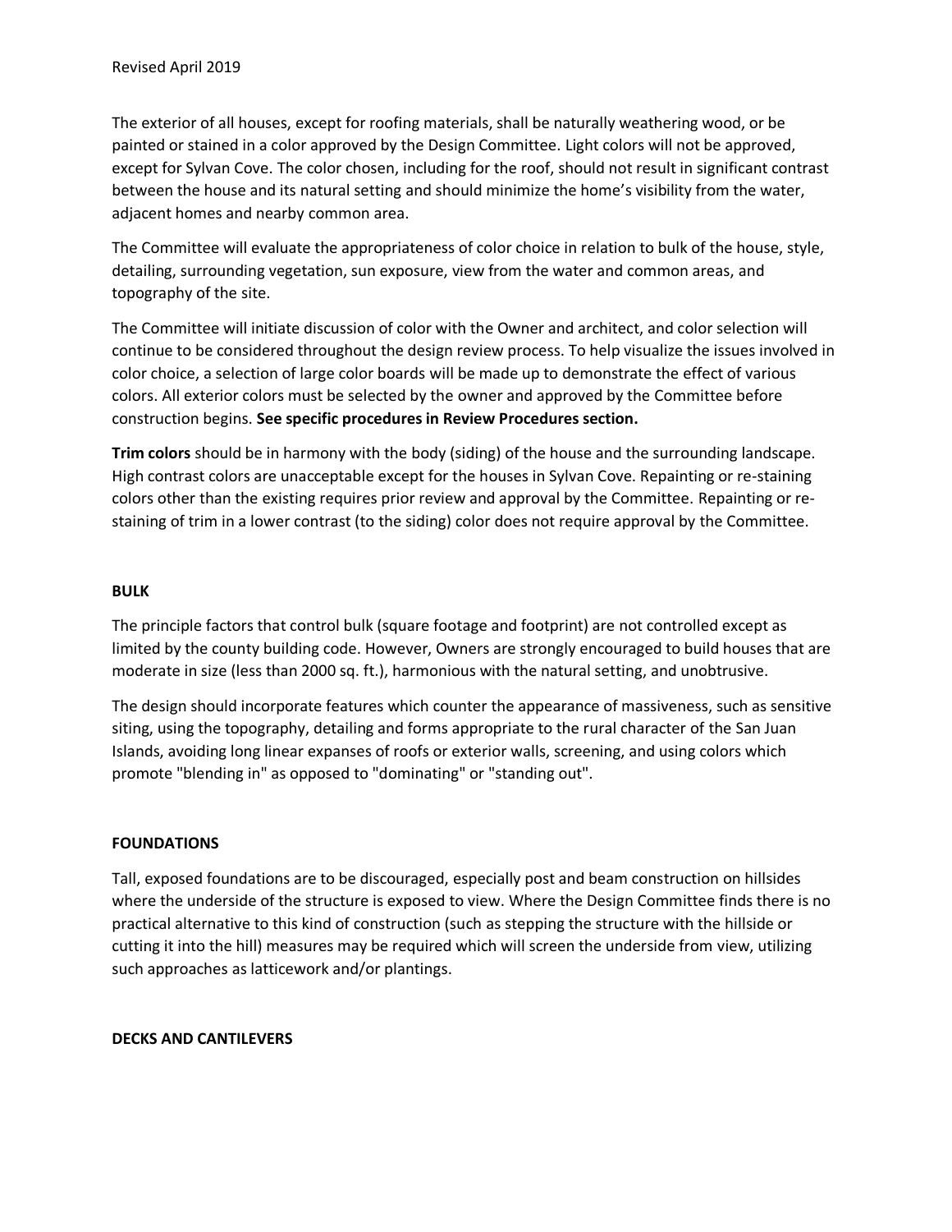The exterior of all houses, except for roofing materials, shall be naturally weathering wood, or be painted or stained in a color approved by the Design Committee. Light colors will not be approved, except for Sylvan Cove. The color chosen, including for the roof, should not result in significant contrast between the house and its natural setting and should minimize the home's visibility from the water, adjacent homes and nearby common area.

The Committee will evaluate the appropriateness of color choice in relation to bulk of the house, style, detailing, surrounding vegetation, sun exposure, view from the water and common areas, and topography of the site.

The Committee will initiate discussion of color with the Owner and architect, and color selection will continue to be considered throughout the design review process. To help visualize the issues involved in color choice, a selection of large color boards will be made up to demonstrate the effect of various colors. All exterior colors must be selected by the owner and approved by the Committee before construction begins. **See specific procedures in Review Procedures section.**

**Trim colors** should be in harmony with the body (siding) of the house and the surrounding landscape. High contrast colors are unacceptable except for the houses in Sylvan Cove. Repainting or re-staining colors other than the existing requires prior review and approval by the Committee. Repainting or re-staining of trim in a lower contrast (to the siding) color does not require approval by the Committee.

## BULK

The principle factors that control bulk (square footage and footprint) are not controlled except as limited by the county building code. However, Owners are strongly encouraged to build houses that are moderate in size (less than 2000 sq. ft.), harmonious with the natural setting, and unobtrusive.

The design should incorporate features which counter the appearance of massiveness, such as sensitive siting, using the topography, detailing and forms appropriate to the rural character of the San Juan Islands, avoiding long linear expanses of roofs or exterior walls, screening, and using colors which promote "blending in" as opposed to "dominating" or "standing out".

## FOUNDATIONS

Tall, exposed foundations are to be discouraged, especially post and beam construction on hillsides where the underside of the structure is exposed to view. Where the Design Committee finds there is no practical alternative to this kind of construction (such as stepping the structure with the hillside or cutting it into the hill) measures may be required which will screen the underside from view, utilizing such approaches as latticework and/or plantings.

## DECKS AND CANTILEVERS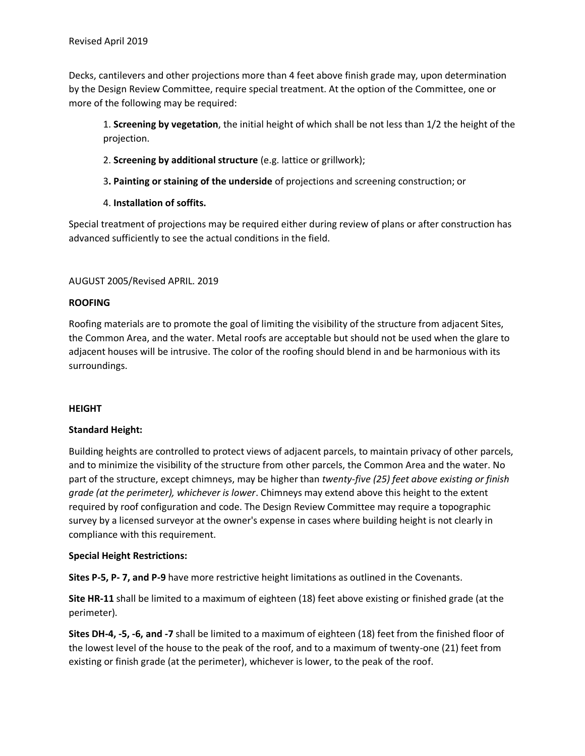Revised April 2019

Decks, cantilevers and other projections more than 4 feet above finish grade may, upon determination by the Design Review Committee, require special treatment. At the option of the Committee, one or more of the following may be required:

1. **Screening by vegetation**, the initial height of which shall be not less than 1/2 the height of the projection.
2. **Screening by additional structure** (e.g. lattice or grillwork);
3. **Painting or staining of the underside** of projections and screening construction; or
4. **Installation of soffits.**

Special treatment of projections may be required either during review of plans or after construction has advanced sufficiently to see the actual conditions in the field.

AUGUST 2005/Revised APRIL. 2019

**ROOFING**

Roofing materials are to promote the goal of limiting the visibility of the structure from adjacent Sites, the Common Area, and the water. Metal roofs are acceptable but should not be used when the glare to adjacent houses will be intrusive. The color of the roofing should blend in and be harmonious with its surroundings.

**HEIGHT**

**Standard Height:**

Building heights are controlled to protect views of adjacent parcels, to maintain privacy of other parcels, and to minimize the visibility of the structure from other parcels, the Common Area and the water. No part of the structure, except chimneys, may be higher than *twenty-five (25) feet above existing or finish grade (at the perimeter), whichever is lower*. Chimneys may extend above this height to the extent required by roof configuration and code. The Design Review Committee may require a topographic survey by a licensed surveyor at the owner's expense in cases where building height is not clearly in compliance with this requirement.

**Special Height Restrictions:**

**Sites P-5, P- 7, and P-9** have more restrictive height limitations as outlined in the Covenants.

**Site HR-11** shall be limited to a maximum of eighteen (18) feet above existing or finished grade (at the perimeter).

**Sites DH-4, -5, -6, and -7** shall be limited to a maximum of eighteen (18) feet from the finished floor of the lowest level of the house to the peak of the roof, and to a maximum of twenty-one (21) feet from existing or finish grade (at the perimeter), whichever is lower, to the peak of the roof.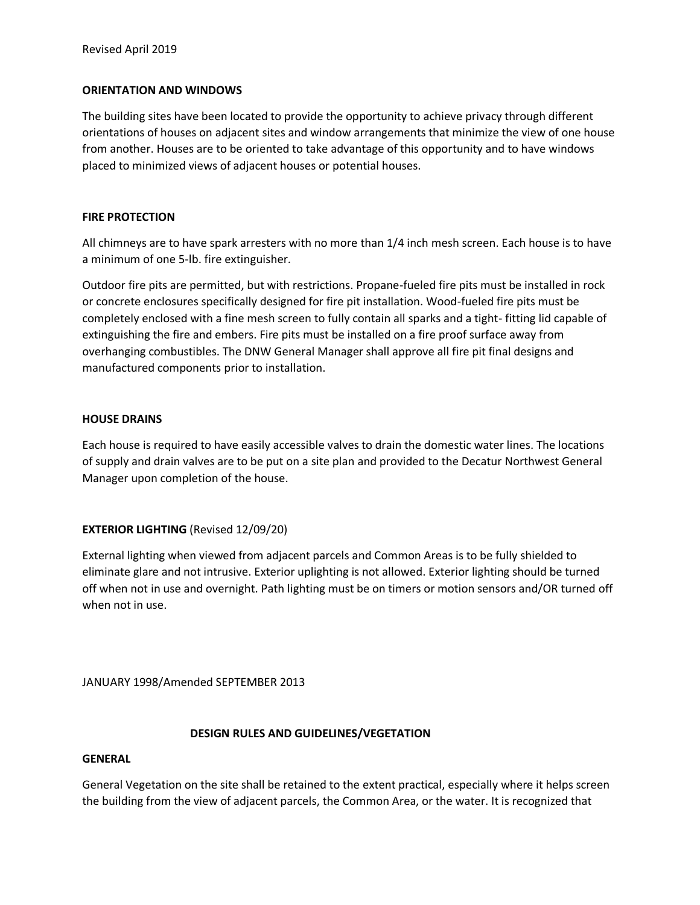Revised April 2019

**ORIENTATION AND WINDOWS**

The building sites have been located to provide the opportunity to achieve privacy through different orientations of houses on adjacent sites and window arrangements that minimize the view of one house from another. Houses are to be oriented to take advantage of this opportunity and to have windows placed to minimized views of adjacent houses or potential houses.

**FIRE PROTECTION**

All chimneys are to have spark arresters with no more than 1/4 inch mesh screen. Each house is to have a minimum of one 5-lb. fire extinguisher.

Outdoor fire pits are permitted, but with restrictions. Propane-fueled fire pits must be installed in rock or concrete enclosures specifically designed for fire pit installation. Wood-fueled fire pits must be completely enclosed with a fine mesh screen to fully contain all sparks and a tight- fitting lid capable of extinguishing the fire and embers. Fire pits must be installed on a fire proof surface away from overhanging combustibles. The DNW General Manager shall approve all fire pit final designs and manufactured components prior to installation.

**HOUSE DRAINS**

Each house is required to have easily accessible valves to drain the domestic water lines. The locations of supply and drain valves are to be put on a site plan and provided to the Decatur Northwest General Manager upon completion of the house.

**EXTERIOR LIGHTING** (Revised 12/09/20)

External lighting when viewed from adjacent parcels and Common Areas is to be fully shielded to eliminate glare and not intrusive. Exterior uplighting is not allowed. Exterior lighting should be turned off when not in use and overnight. Path lighting must be on timers or motion sensors and/OR turned off when not in use.

JANUARY 1998/Amended SEPTEMBER 2013

## DESIGN RULES AND GUIDELINES/VEGETATION

**GENERAL**

General Vegetation on the site shall be retained to the extent practical, especially where it helps screen the building from the view of adjacent parcels, the Common Area, or the water. It is recognized that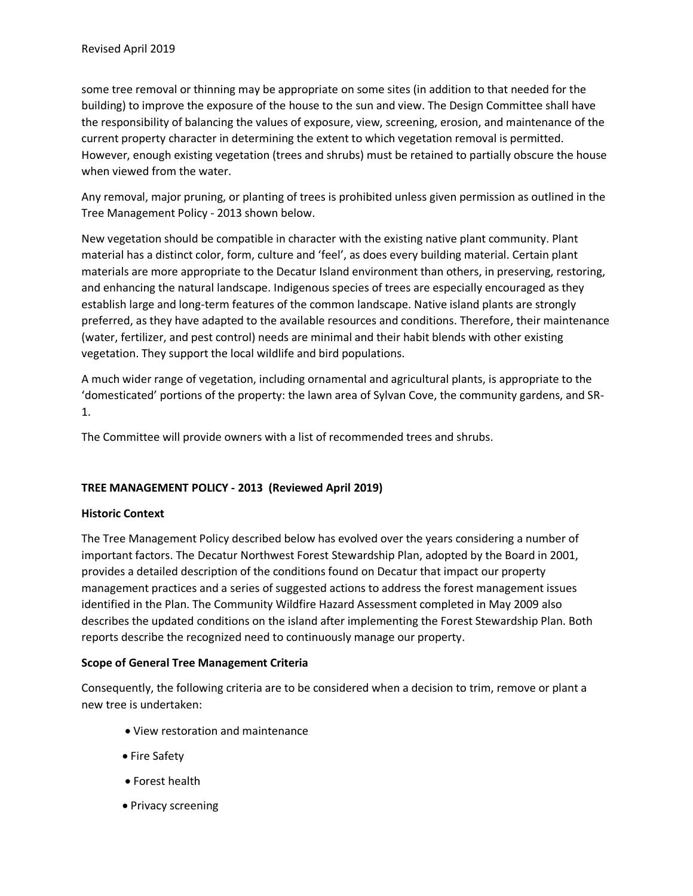some tree removal or thinning may be appropriate on some sites (in addition to that needed for the building) to improve the exposure of the house to the sun and view. The Design Committee shall have the responsibility of balancing the values of exposure, view, screening, erosion, and maintenance of the current property character in determining the extent to which vegetation removal is permitted. However, enough existing vegetation (trees and shrubs) must be retained to partially obscure the house when viewed from the water.

Any removal, major pruning, or planting of trees is prohibited unless given permission as outlined in the Tree Management Policy - 2013 shown below.

New vegetation should be compatible in character with the existing native plant community. Plant material has a distinct color, form, culture and 'feel', as does every building material. Certain plant materials are more appropriate to the Decatur Island environment than others, in preserving, restoring, and enhancing the natural landscape. Indigenous species of trees are especially encouraged as they establish large and long-term features of the common landscape. Native island plants are strongly preferred, as they have adapted to the available resources and conditions. Therefore, their maintenance (water, fertilizer, and pest control) needs are minimal and their habit blends with other existing vegetation. They support the local wildlife and bird populations.

A much wider range of vegetation, including ornamental and agricultural plants, is appropriate to the 'domesticated' portions of the property: the lawn area of Sylvan Cove, the community gardens, and SR-1.

The Committee will provide owners with a list of recommended trees and shrubs.

## TREE MANAGEMENT POLICY - 2013 (Reviewed April 2019)

### Historic Context

The Tree Management Policy described below has evolved over the years considering a number of important factors. The Decatur Northwest Forest Stewardship Plan, adopted by the Board in 2001, provides a detailed description of the conditions found on Decatur that impact our property management practices and a series of suggested actions to address the forest management issues identified in the Plan. The Community Wildfire Hazard Assessment completed in May 2009 also describes the updated conditions on the island after implementing the Forest Stewardship Plan. Both reports describe the recognized need to continuously manage our property.

### Scope of General Tree Management Criteria

Consequently, the following criteria are to be considered when a decision to trim, remove or plant a new tree is undertaken:

- View restoration and maintenance
- Fire Safety
- Forest health
- Privacy screening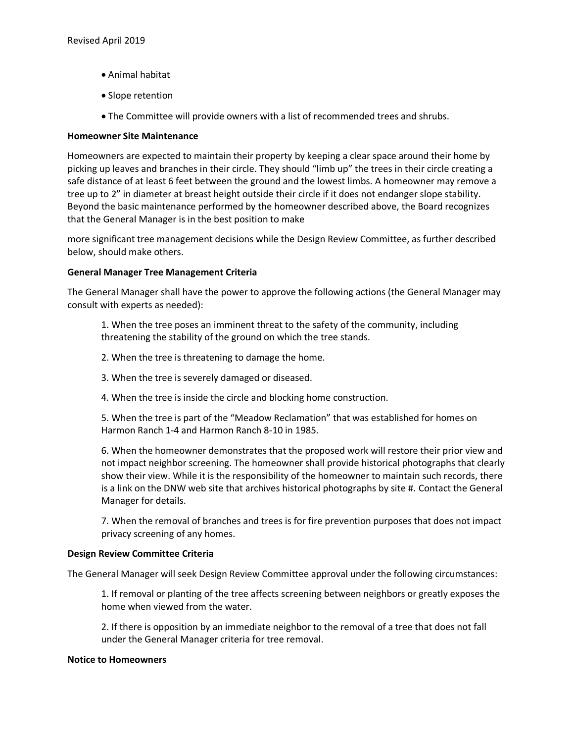- Animal habitat
- Slope retention
- The Committee will provide owners with a list of recommended trees and shrubs.

**Homeowner Site Maintenance**

Homeowners are expected to maintain their property by keeping a clear space around their home by picking up leaves and branches in their circle. They should "limb up" the trees in their circle creating a safe distance of at least 6 feet between the ground and the lowest limbs. A homeowner may remove a tree up to 2" in diameter at breast height outside their circle if it does not endanger slope stability. Beyond the basic maintenance performed by the homeowner described above, the Board recognizes that the General Manager is in the best position to make

more significant tree management decisions while the Design Review Committee, as further described below, should make others.

**General Manager Tree Management Criteria**

The General Manager shall have the power to approve the following actions (the General Manager may consult with experts as needed):

1. When the tree poses an imminent threat to the safety of the community, including threatening the stability of the ground on which the tree stands.

2. When the tree is threatening to damage the home.

3. When the tree is severely damaged or diseased.

4. When the tree is inside the circle and blocking home construction.

5. When the tree is part of the "Meadow Reclamation" that was established for homes on Harmon Ranch 1-4 and Harmon Ranch 8-10 in 1985.

6. When the homeowner demonstrates that the proposed work will restore their prior view and not impact neighbor screening. The homeowner shall provide historical photographs that clearly show their view. While it is the responsibility of the homeowner to maintain such records, there is a link on the DNW web site that archives historical photographs by site #. Contact the General Manager for details.

7. When the removal of branches and trees is for fire prevention purposes that does not impact privacy screening of any homes.

**Design Review Committee Criteria**

The General Manager will seek Design Review Committee approval under the following circumstances:

1. If removal or planting of the tree affects screening between neighbors or greatly exposes the home when viewed from the water.

2. If there is opposition by an immediate neighbor to the removal of a tree that does not fall under the General Manager criteria for tree removal.

**Notice to Homeowners**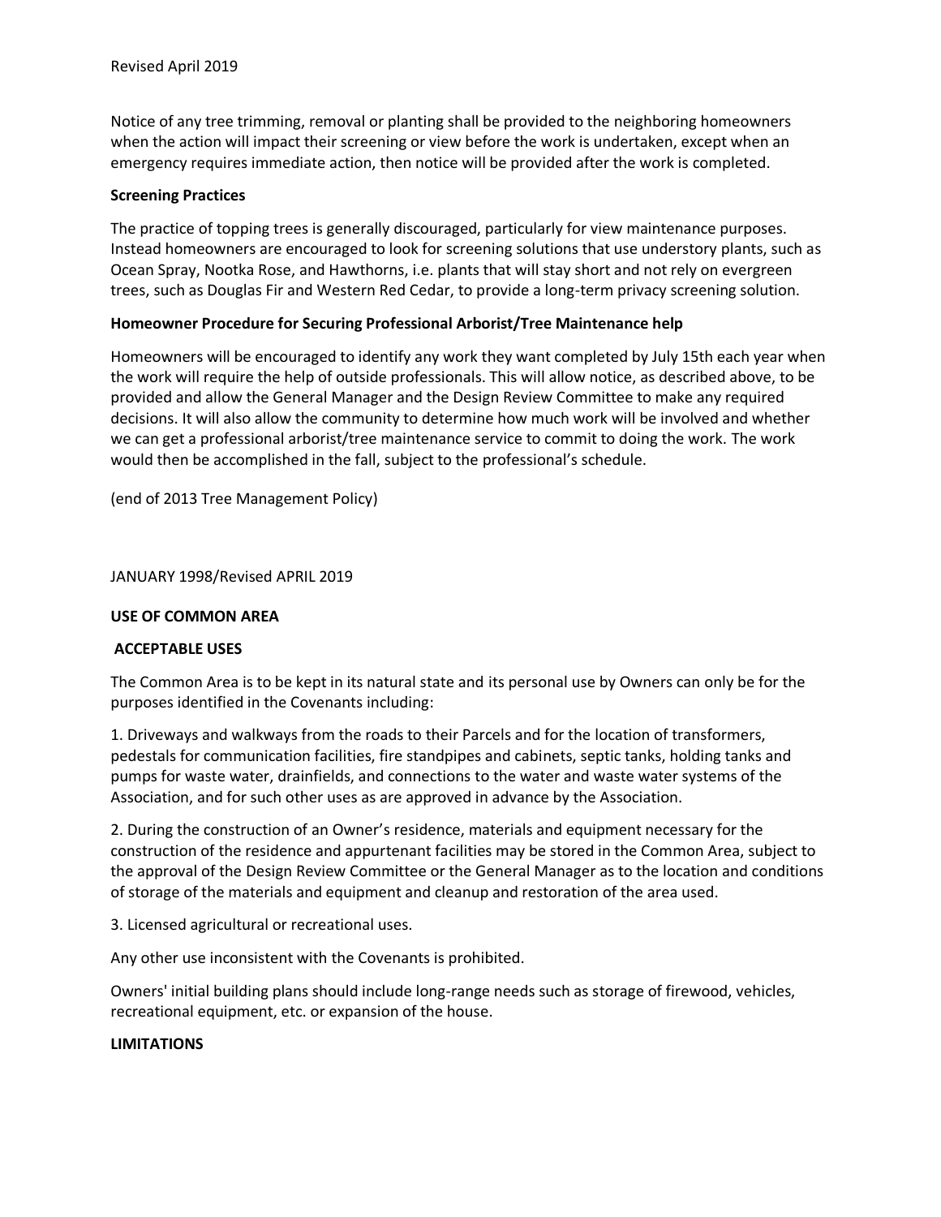Revised April 2019

Notice of any tree trimming, removal or planting shall be provided to the neighboring homeowners when the action will impact their screening or view before the work is undertaken, except when an emergency requires immediate action, then notice will be provided after the work is completed.

**Screening Practices**

The practice of topping trees is generally discouraged, particularly for view maintenance purposes. Instead homeowners are encouraged to look for screening solutions that use understory plants, such as Ocean Spray, Nootka Rose, and Hawthorns, i.e. plants that will stay short and not rely on evergreen trees, such as Douglas Fir and Western Red Cedar, to provide a long-term privacy screening solution.

**Homeowner Procedure for Securing Professional Arborist/Tree Maintenance help**

Homeowners will be encouraged to identify any work they want completed by July 15th each year when the work will require the help of outside professionals. This will allow notice, as described above, to be provided and allow the General Manager and the Design Review Committee to make any required decisions. It will also allow the community to determine how much work will be involved and whether we can get a professional arborist/tree maintenance service to commit to doing the work. The work would then be accomplished in the fall, subject to the professional's schedule.

(end of 2013 Tree Management Policy)

JANUARY 1998/Revised APRIL 2019

**USE OF COMMON AREA**

**ACCEPTABLE USES**

The Common Area is to be kept in its natural state and its personal use by Owners can only be for the purposes identified in the Covenants including:

1. Driveways and walkways from the roads to their Parcels and for the location of transformers, pedestals for communication facilities, fire standpipes and cabinets, septic tanks, holding tanks and pumps for waste water, drainfields, and connections to the water and waste water systems of the Association, and for such other uses as are approved in advance by the Association.

2. During the construction of an Owner's residence, materials and equipment necessary for the construction of the residence and appurtenant facilities may be stored in the Common Area, subject to the approval of the Design Review Committee or the General Manager as to the location and conditions of storage of the materials and equipment and cleanup and restoration of the area used.

3. Licensed agricultural or recreational uses.

Any other use inconsistent with the Covenants is prohibited.

Owners' initial building plans should include long-range needs such as storage of firewood, vehicles, recreational equipment, etc. or expansion of the house.

**LIMITATIONS**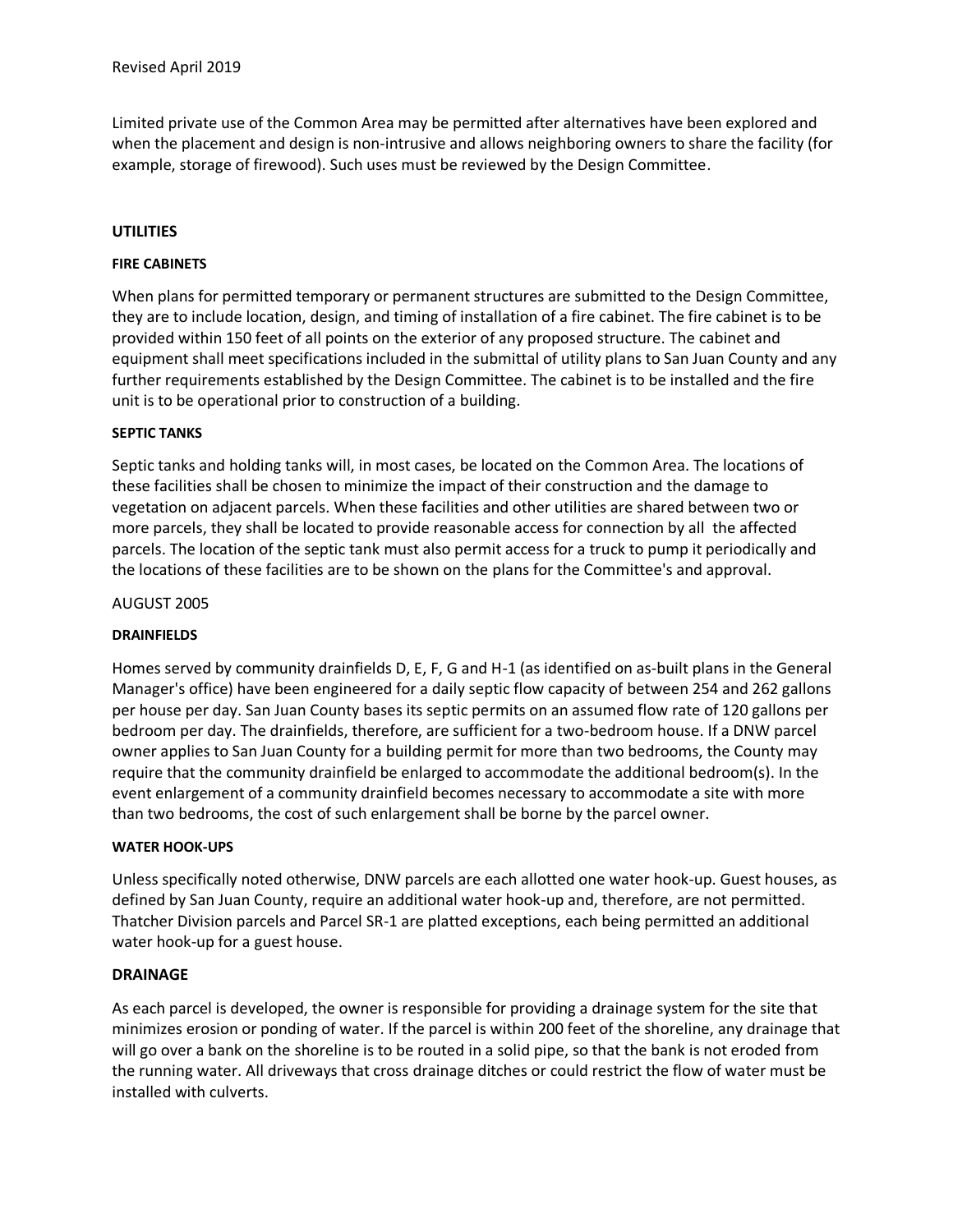Revised April 2019

Limited private use of the Common Area may be permitted after alternatives have been explored and when the placement and design is non-intrusive and allows neighboring owners to share the facility (for example, storage of firewood). Such uses must be reviewed by the Design Committee.

## UTILITIES

### FIRE CABINETS

When plans for permitted temporary or permanent structures are submitted to the Design Committee, they are to include location, design, and timing of installation of a fire cabinet. The fire cabinet is to be provided within 150 feet of all points on the exterior of any proposed structure. The cabinet and equipment shall meet specifications included in the submittal of utility plans to San Juan County and any further requirements established by the Design Committee. The cabinet is to be installed and the fire unit is to be operational prior to construction of a building.

### SEPTIC TANKS

Septic tanks and holding tanks will, in most cases, be located on the Common Area. The locations of these facilities shall be chosen to minimize the impact of their construction and the damage to vegetation on adjacent parcels. When these facilities and other utilities are shared between two or more parcels, they shall be located to provide reasonable access for connection by all the affected parcels. The location of the septic tank must also permit access for a truck to pump it periodically and the locations of these facilities are to be shown on the plans for the Committee's and approval.

AUGUST 2005

### DRAINFIELDS

Homes served by community drainfields D, E, F, G and H-1 (as identified on as-built plans in the General Manager's office) have been engineered for a daily septic flow capacity of between 254 and 262 gallons per house per day. San Juan County bases its septic permits on an assumed flow rate of 120 gallons per bedroom per day. The drainfields, therefore, are sufficient for a two-bedroom house. If a DNW parcel owner applies to San Juan County for a building permit for more than two bedrooms, the County may require that the community drainfield be enlarged to accommodate the additional bedroom(s). In the event enlargement of a community drainfield becomes necessary to accommodate a site with more than two bedrooms, the cost of such enlargement shall be borne by the parcel owner.

### WATER HOOK-UPS

Unless specifically noted otherwise, DNW parcels are each allotted one water hook-up. Guest houses, as defined by San Juan County, require an additional water hook-up and, therefore, are not permitted. Thatcher Division parcels and Parcel SR-1 are platted exceptions, each being permitted an additional water hook-up for a guest house.

## DRAINAGE

As each parcel is developed, the owner is responsible for providing a drainage system for the site that minimizes erosion or ponding of water. If the parcel is within 200 feet of the shoreline, any drainage that will go over a bank on the shoreline is to be routed in a solid pipe, so that the bank is not eroded from the running water. All driveways that cross drainage ditches or could restrict the flow of water must be installed with culverts.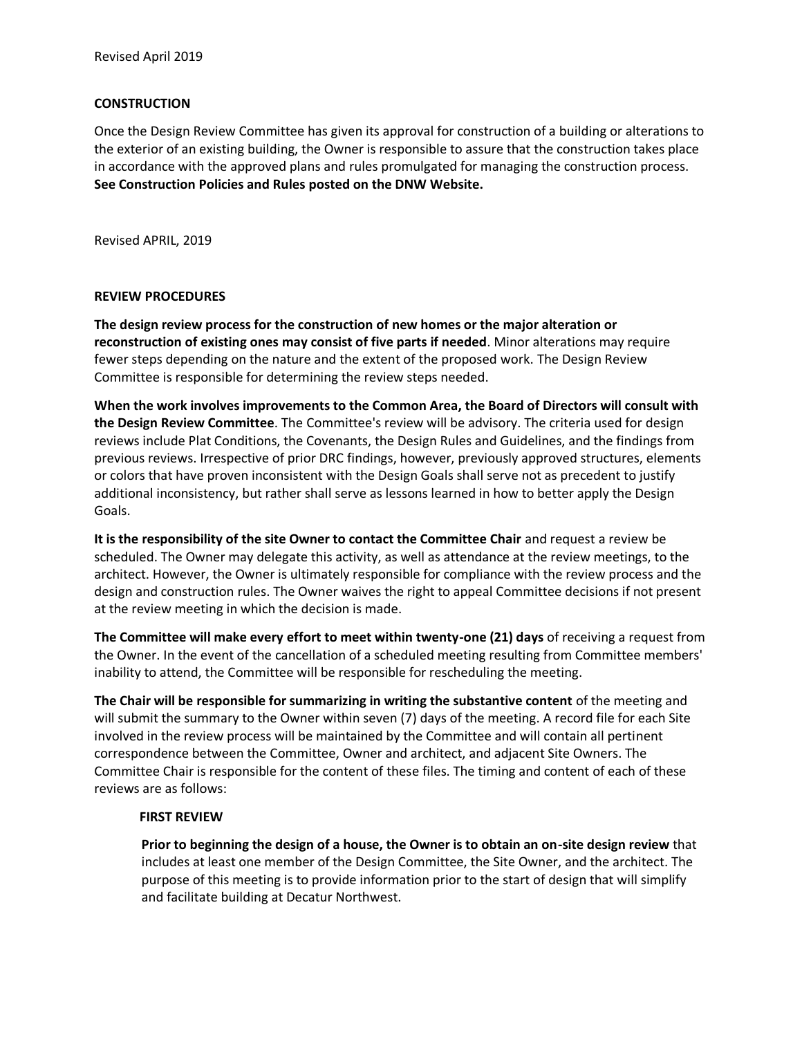Revised April 2019

## CONSTRUCTION

Once the Design Review Committee has given its approval for construction of a building or alterations to the exterior of an existing building, the Owner is responsible to assure that the construction takes place in accordance with the approved plans and rules promulgated for managing the construction process. **See Construction Policies and Rules posted on the DNW Website.**

Revised APRIL, 2019

## REVIEW PROCEDURES

**The design review process for the construction of new homes or the major alteration or reconstruction of existing ones may consist of five parts if needed**. Minor alterations may require fewer steps depending on the nature and the extent of the proposed work. The Design Review Committee is responsible for determining the review steps needed.

**When the work involves improvements to the Common Area, the Board of Directors will consult with the Design Review Committee**. The Committee's review will be advisory. The criteria used for design reviews include Plat Conditions, the Covenants, the Design Rules and Guidelines, and the findings from previous reviews. Irrespective of prior DRC findings, however, previously approved structures, elements or colors that have proven inconsistent with the Design Goals shall serve not as precedent to justify additional inconsistency, but rather shall serve as lessons learned in how to better apply the Design Goals.

**It is the responsibility of the site Owner to contact the Committee Chair** and request a review be scheduled. The Owner may delegate this activity, as well as attendance at the review meetings, to the architect. However, the Owner is ultimately responsible for compliance with the review process and the design and construction rules. The Owner waives the right to appeal Committee decisions if not present at the review meeting in which the decision is made.

**The Committee will make every effort to meet within twenty-one (21) days** of receiving a request from the Owner. In the event of the cancellation of a scheduled meeting resulting from Committee members' inability to attend, the Committee will be responsible for rescheduling the meeting.

**The Chair will be responsible for summarizing in writing the substantive content** of the meeting and will submit the summary to the Owner within seven (7) days of the meeting. A record file for each Site involved in the review process will be maintained by the Committee and will contain all pertinent correspondence between the Committee, Owner and architect, and adjacent Site Owners. The Committee Chair is responsible for the content of these files. The timing and content of each of these reviews are as follows:

### FIRST REVIEW

**Prior to beginning the design of a house, the Owner is to obtain an on-site design review** that includes at least one member of the Design Committee, the Site Owner, and the architect. The purpose of this meeting is to provide information prior to the start of design that will simplify and facilitate building at Decatur Northwest.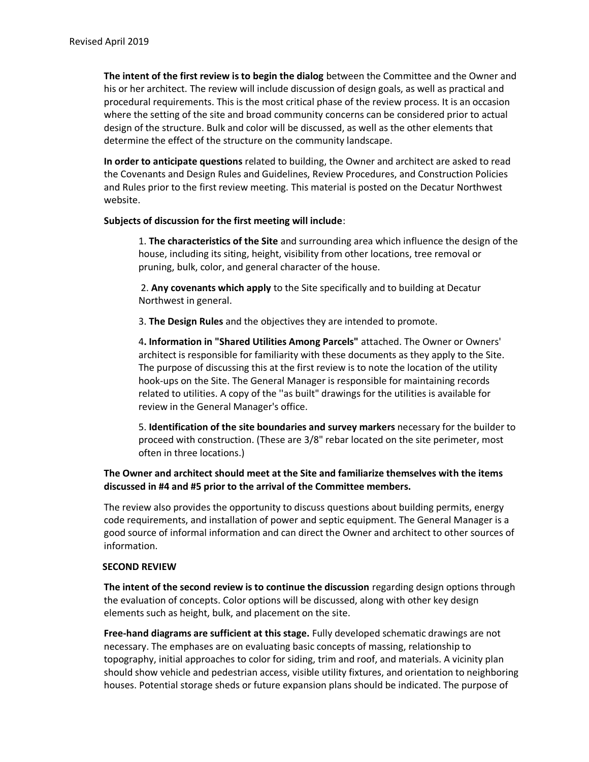**The intent of the first review is to begin the dialog** between the Committee and the Owner and his or her architect. The review will include discussion of design goals, as well as practical and procedural requirements. This is the most critical phase of the review process. It is an occasion where the setting of the site and broad community concerns can be considered prior to actual design of the structure. Bulk and color will be discussed, as well as the other elements that determine the effect of the structure on the community landscape.

**In order to anticipate questions** related to building, the Owner and architect are asked to read the Covenants and Design Rules and Guidelines, Review Procedures, and Construction Policies and Rules prior to the first review meeting. This material is posted on the Decatur Northwest website.

**Subjects of discussion for the first meeting will include**:

1. **The characteristics of the Site** and surrounding area which influence the design of the house, including its siting, height, visibility from other locations, tree removal or pruning, bulk, color, and general character of the house.

2. **Any covenants which apply** to the Site specifically and to building at Decatur Northwest in general.

3. **The Design Rules** and the objectives they are intended to promote.

4. **Information in "Shared Utilities Among Parcels"** attached. The Owner or Owners' architect is responsible for familiarity with these documents as they apply to the Site. The purpose of discussing this at the first review is to note the location of the utility hook-ups on the Site. The General Manager is responsible for maintaining records related to utilities. A copy of the ''as built" drawings for the utilities is available for review in the General Manager's office.

5. **Identification of the site boundaries and survey markers** necessary for the builder to proceed with construction. (These are 3/8" rebar located on the site perimeter, most often in three locations.)

**The Owner and architect should meet at the Site and familiarize themselves with the items discussed in #4 and #5 prior to the arrival of the Committee members.**

The review also provides the opportunity to discuss questions about building permits, energy code requirements, and installation of power and septic equipment. The General Manager is a good source of informal information and can direct the Owner and architect to other sources of information.

**SECOND REVIEW**

**The intent of the second review is to continue the discussion** regarding design options through the evaluation of concepts. Color options will be discussed, along with other key design elements such as height, bulk, and placement on the site.

**Free-hand diagrams are sufficient at this stage.** Fully developed schematic drawings are not necessary. The emphases are on evaluating basic concepts of massing, relationship to topography, initial approaches to color for siding, trim and roof, and materials. A vicinity plan should show vehicle and pedestrian access, visible utility fixtures, and orientation to neighboring houses. Potential storage sheds or future expansion plans should be indicated. The purpose of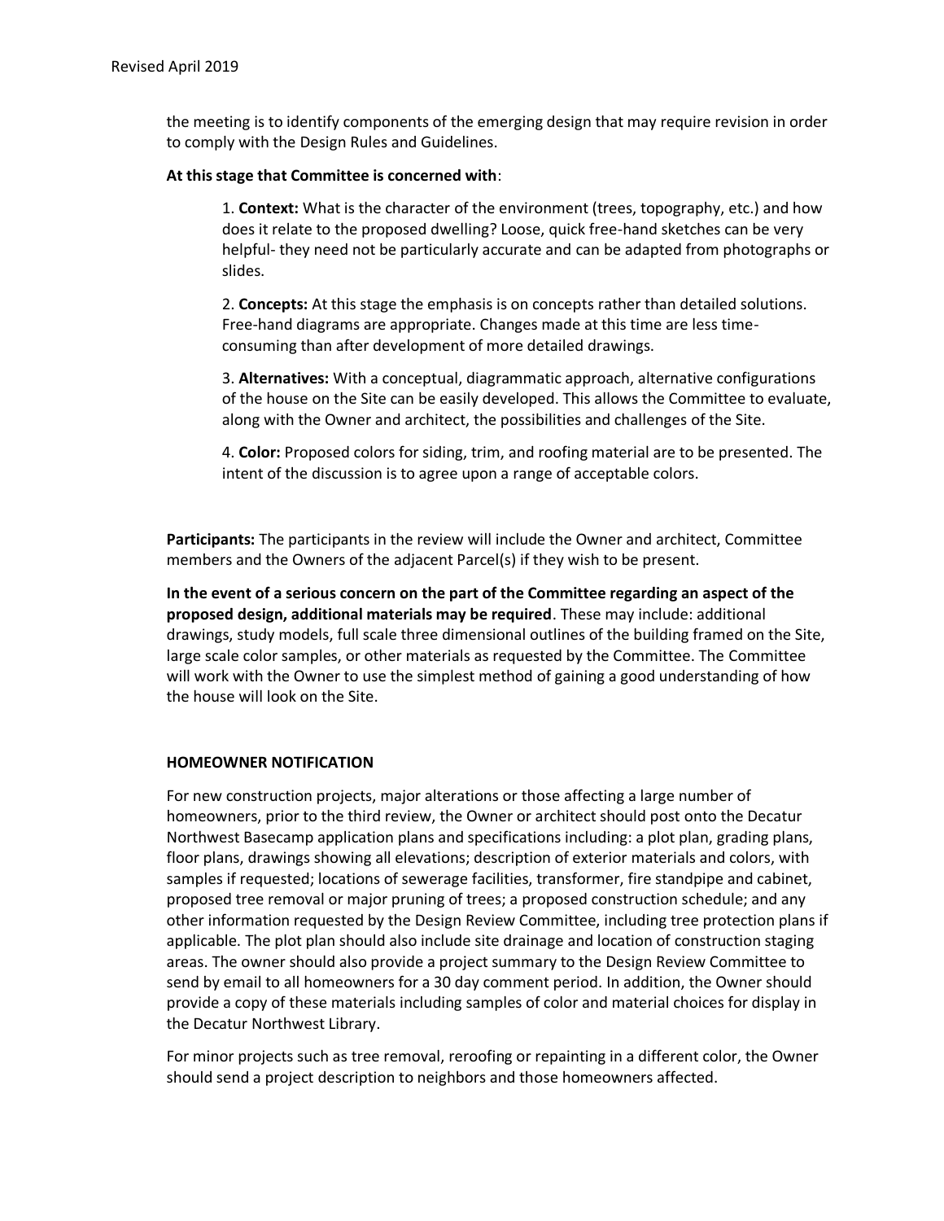the meeting is to identify components of the emerging design that may require revision in order to comply with the Design Rules and Guidelines.

**At this stage that Committee is concerned with**:

1. **Context:** What is the character of the environment (trees, topography, etc.) and how does it relate to the proposed dwelling? Loose, quick free-hand sketches can be very helpful- they need not be particularly accurate and can be adapted from photographs or slides.

2. **Concepts:** At this stage the emphasis is on concepts rather than detailed solutions. Free-hand diagrams are appropriate. Changes made at this time are less time-consuming than after development of more detailed drawings.

3. **Alternatives:** With a conceptual, diagrammatic approach, alternative configurations of the house on the Site can be easily developed. This allows the Committee to evaluate, along with the Owner and architect, the possibilities and challenges of the Site.

4. **Color:** Proposed colors for siding, trim, and roofing material are to be presented. The intent of the discussion is to agree upon a range of acceptable colors.

**Participants:** The participants in the review will include the Owner and architect, Committee members and the Owners of the adjacent Parcel(s) if they wish to be present.

**In the event of a serious concern on the part of the Committee regarding an aspect of the proposed design, additional materials may be required**. These may include: additional drawings, study models, full scale three dimensional outlines of the building framed on the Site, large scale color samples, or other materials as requested by the Committee. The Committee will work with the Owner to use the simplest method of gaining a good understanding of how the house will look on the Site.

**HOMEOWNER NOTIFICATION**

For new construction projects, major alterations or those affecting a large number of homeowners, prior to the third review, the Owner or architect should post onto the Decatur Northwest Basecamp application plans and specifications including: a plot plan, grading plans, floor plans, drawings showing all elevations; description of exterior materials and colors, with samples if requested; locations of sewerage facilities, transformer, fire standpipe and cabinet, proposed tree removal or major pruning of trees; a proposed construction schedule; and any other information requested by the Design Review Committee, including tree protection plans if applicable. The plot plan should also include site drainage and location of construction staging areas. The owner should also provide a project summary to the Design Review Committee to send by email to all homeowners for a 30 day comment period. In addition, the Owner should provide a copy of these materials including samples of color and material choices for display in the Decatur Northwest Library.

For minor projects such as tree removal, reroofing or repainting in a different color, the Owner should send a project description to neighbors and those homeowners affected.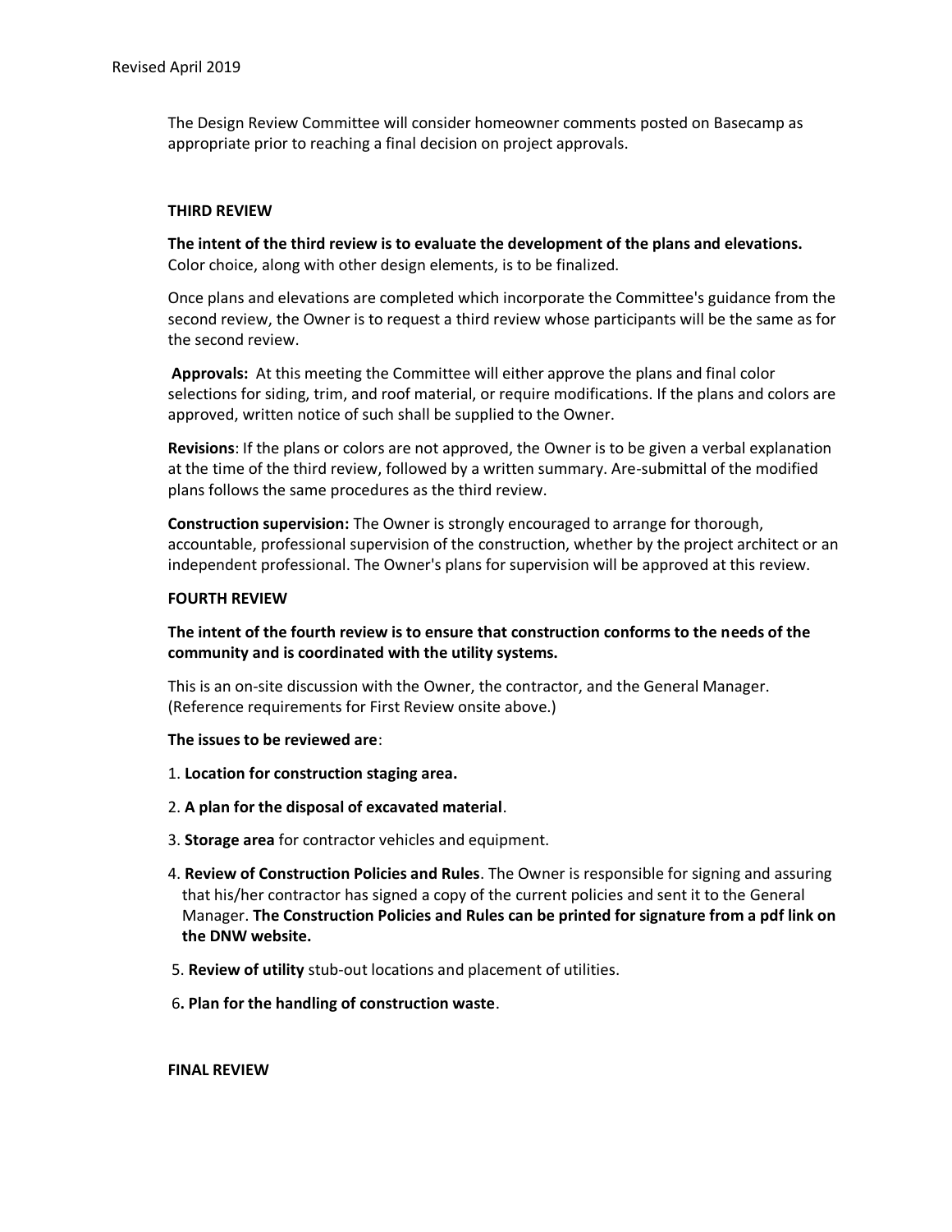The Design Review Committee will consider homeowner comments posted on Basecamp as appropriate prior to reaching a final decision on project approvals.

**THIRD REVIEW**

**The intent of the third review is to evaluate the development of the plans and elevations.** Color choice, along with other design elements, is to be finalized.

Once plans and elevations are completed which incorporate the Committee's guidance from the second review, the Owner is to request a third review whose participants will be the same as for the second review.

**Approvals:** At this meeting the Committee will either approve the plans and final color selections for siding, trim, and roof material, or require modifications. If the plans and colors are approved, written notice of such shall be supplied to the Owner.

**Revisions**: If the plans or colors are not approved, the Owner is to be given a verbal explanation at the time of the third review, followed by a written summary. Are-submittal of the modified plans follows the same procedures as the third review.

**Construction supervision:** The Owner is strongly encouraged to arrange for thorough, accountable, professional supervision of the construction, whether by the project architect or an independent professional. The Owner's plans for supervision will be approved at this review.

**FOURTH REVIEW**

**The intent of the fourth review is to ensure that construction conforms to the needs of the community and is coordinated with the utility systems.**

This is an on-site discussion with the Owner, the contractor, and the General Manager. (Reference requirements for First Review onsite above.)

**The issues to be reviewed are**:

1. **Location for construction staging area.**
2. **A plan for the disposal of excavated material**.
3. **Storage area** for contractor vehicles and equipment.
4. **Review of Construction Policies and Rules**. The Owner is responsible for signing and assuring that his/her contractor has signed a copy of the current policies and sent it to the General Manager. **The Construction Policies and Rules can be printed for signature from a pdf link on the DNW website.**
5. **Review of utility** stub-out locations and placement of utilities.
6. **Plan for the handling of construction waste**.

**FINAL REVIEW**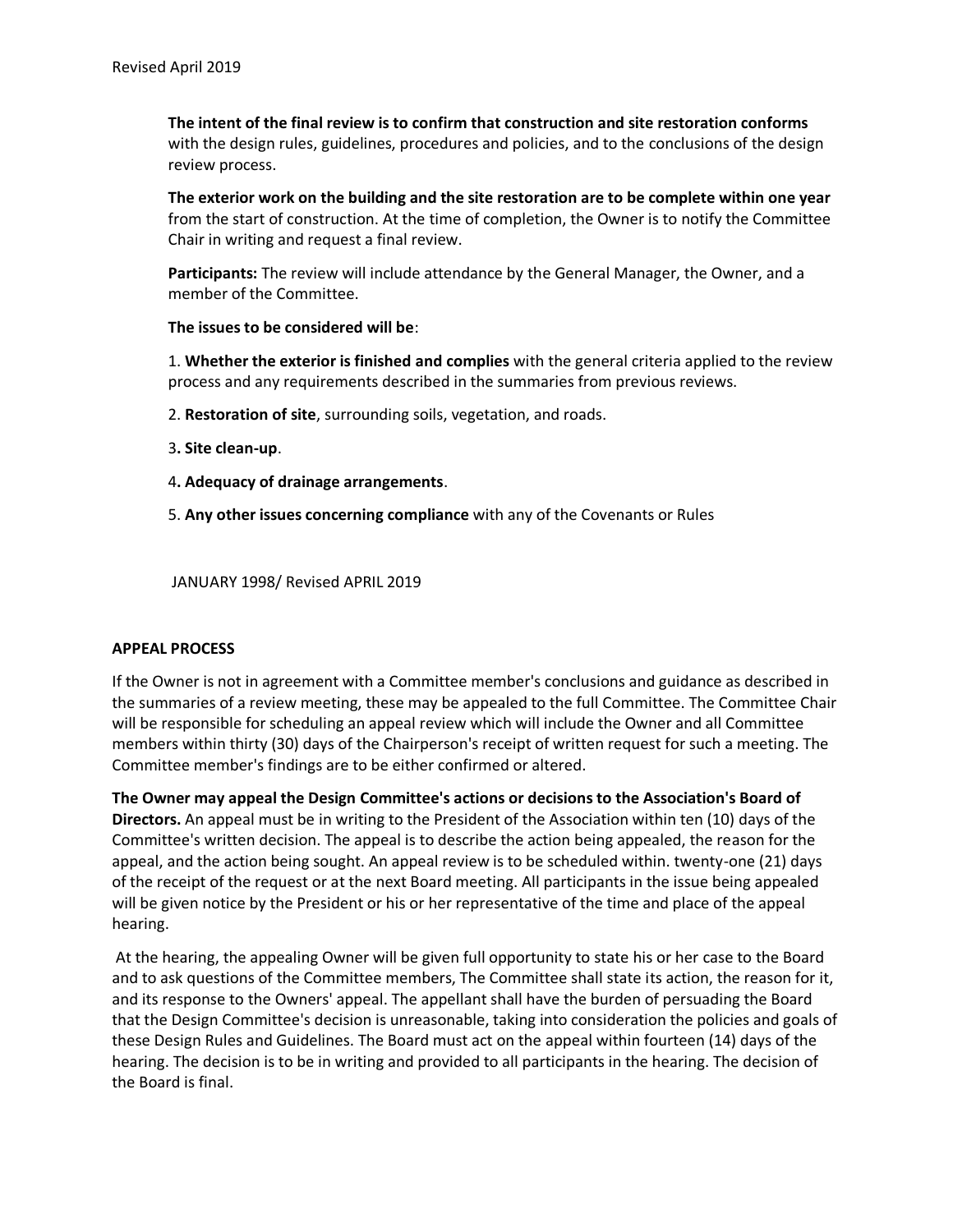**The intent of the final review is to confirm that construction and site restoration conforms** with the design rules, guidelines, procedures and policies, and to the conclusions of the design review process.

**The exterior work on the building and the site restoration are to be complete within one year** from the start of construction. At the time of completion, the Owner is to notify the Committee Chair in writing and request a final review.

**Participants:** The review will include attendance by the General Manager, the Owner, and a member of the Committee.

**The issues to be considered will be**:

1. **Whether the exterior is finished and complies** with the general criteria applied to the review process and any requirements described in the summaries from previous reviews.

2. **Restoration of site**, surrounding soils, vegetation, and roads.

3**. Site clean-up**.

4**. Adequacy of drainage arrangements**.

5. **Any other issues concerning compliance** with any of the Covenants or Rules

JANUARY 1998/ Revised APRIL 2019

**APPEAL PROCESS**

If the Owner is not in agreement with a Committee member's conclusions and guidance as described in the summaries of a review meeting, these may be appealed to the full Committee. The Committee Chair will be responsible for scheduling an appeal review which will include the Owner and all Committee members within thirty (30) days of the Chairperson's receipt of written request for such a meeting. The Committee member's findings are to be either confirmed or altered.

**The Owner may appeal the Design Committee's actions or decisions to the Association's Board of Directors.** An appeal must be in writing to the President of the Association within ten (10) days of the Committee's written decision. The appeal is to describe the action being appealed, the reason for the appeal, and the action being sought. An appeal review is to be scheduled within. twenty-one (21) days of the receipt of the request or at the next Board meeting. All participants in the issue being appealed will be given notice by the President or his or her representative of the time and place of the appeal hearing.

At the hearing, the appealing Owner will be given full opportunity to state his or her case to the Board and to ask questions of the Committee members, The Committee shall state its action, the reason for it, and its response to the Owners' appeal. The appellant shall have the burden of persuading the Board that the Design Committee's decision is unreasonable, taking into consideration the policies and goals of these Design Rules and Guidelines. The Board must act on the appeal within fourteen (14) days of the hearing. The decision is to be in writing and provided to all participants in the hearing. The decision of the Board is final.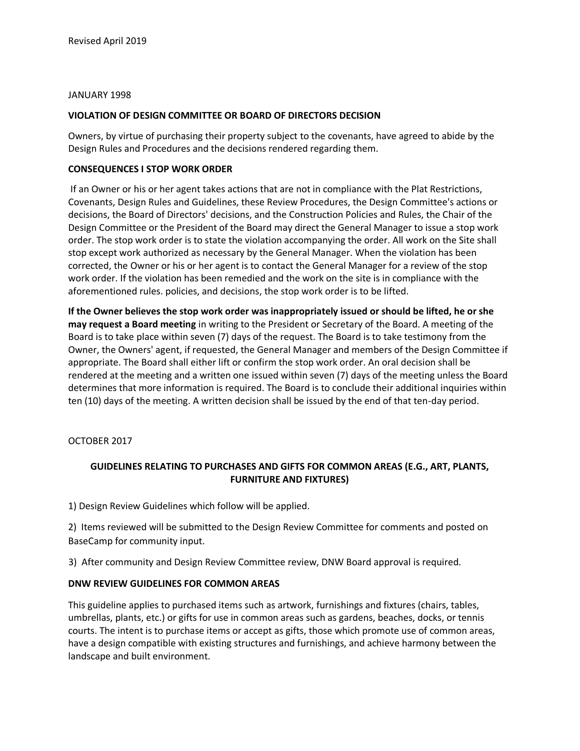Revised April 2019

JANUARY 1998

**VIOLATION OF DESIGN COMMITTEE OR BOARD OF DIRECTORS DECISION**

Owners, by virtue of purchasing their property subject to the covenants, have agreed to abide by the Design Rules and Procedures and the decisions rendered regarding them.

**CONSEQUENCES I STOP WORK ORDER**

If an Owner or his or her agent takes actions that are not in compliance with the Plat Restrictions, Covenants, Design Rules and Guidelines, these Review Procedures, the Design Committee's actions or decisions, the Board of Directors' decisions, and the Construction Policies and Rules, the Chair of the Design Committee or the President of the Board may direct the General Manager to issue a stop work order. The stop work order is to state the violation accompanying the order. All work on the Site shall stop except work authorized as necessary by the General Manager. When the violation has been corrected, the Owner or his or her agent is to contact the General Manager for a review of the stop work order. If the violation has been remedied and the work on the site is in compliance with the aforementioned rules. policies, and decisions, the stop work order is to be lifted.

**If the Owner believes the stop work order was inappropriately issued or should be lifted, he or she may request a Board meeting** in writing to the President or Secretary of the Board. A meeting of the Board is to take place within seven (7) days of the request. The Board is to take testimony from the Owner, the Owners' agent, if requested, the General Manager and members of the Design Committee if appropriate. The Board shall either lift or confirm the stop work order. An oral decision shall be rendered at the meeting and a written one issued within seven (7) days of the meeting unless the Board determines that more information is required. The Board is to conclude their additional inquiries within ten (10) days of the meeting. A written decision shall be issued by the end of that ten-day period.

OCTOBER 2017

**GUIDELINES RELATING TO PURCHASES AND GIFTS FOR COMMON AREAS (E.G., ART, PLANTS, FURNITURE AND FIXTURES)**

1) Design Review Guidelines which follow will be applied.

2) Items reviewed will be submitted to the Design Review Committee for comments and posted on BaseCamp for community input.

3) After community and Design Review Committee review, DNW Board approval is required.

**DNW REVIEW GUIDELINES FOR COMMON AREAS**

This guideline applies to purchased items such as artwork, furnishings and fixtures (chairs, tables, umbrellas, plants, etc.) or gifts for use in common areas such as gardens, beaches, docks, or tennis courts. The intent is to purchase items or accept as gifts, those which promote use of common areas, have a design compatible with existing structures and furnishings, and achieve harmony between the landscape and built environment.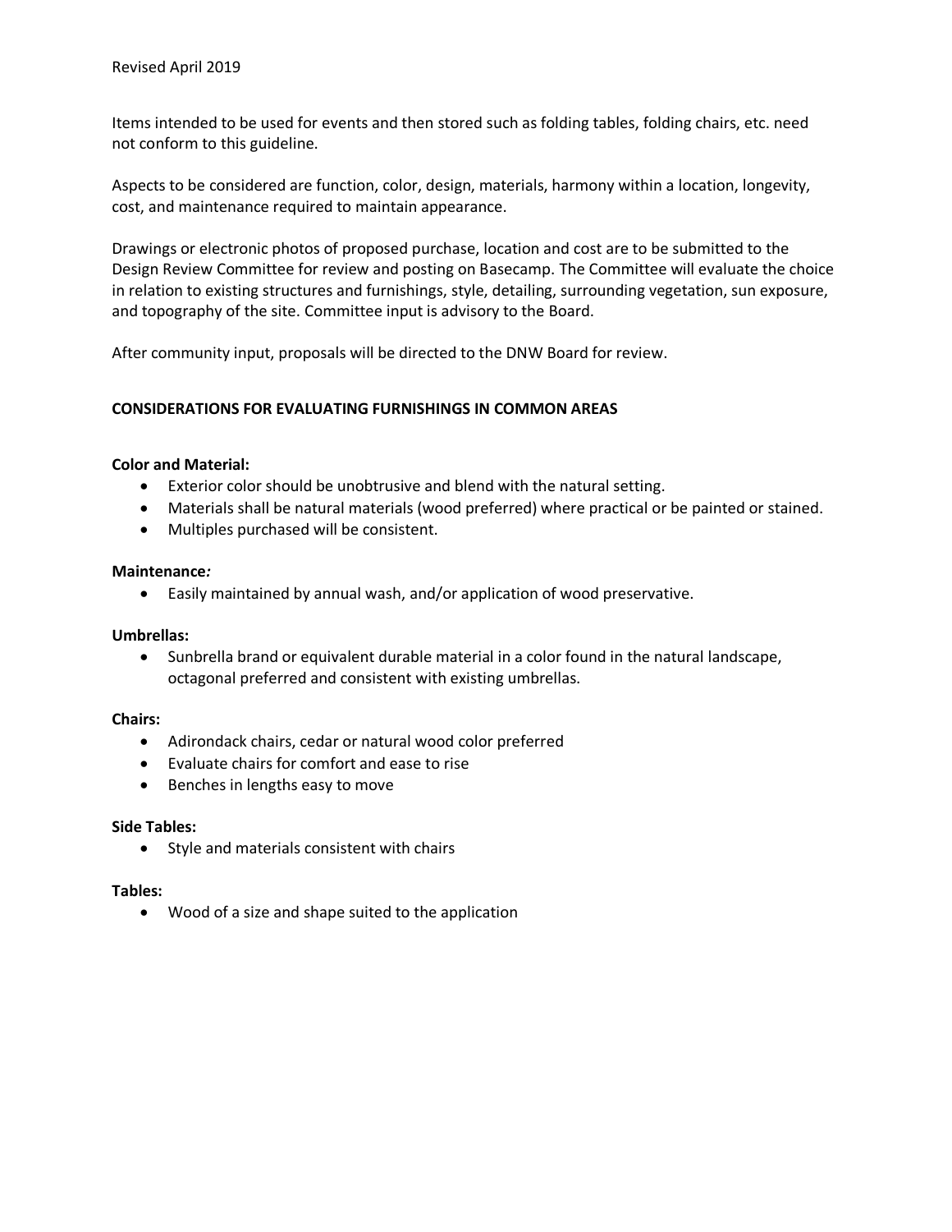Revised April 2019

Items intended to be used for events and then stored such as folding tables, folding chairs, etc. need not conform to this guideline.

Aspects to be considered are function, color, design, materials, harmony within a location, longevity, cost, and maintenance required to maintain appearance.

Drawings or electronic photos of proposed purchase, location and cost are to be submitted to the Design Review Committee for review and posting on Basecamp. The Committee will evaluate the choice in relation to existing structures and furnishings, style, detailing, surrounding vegetation, sun exposure, and topography of the site. Committee input is advisory to the Board.

After community input, proposals will be directed to the DNW Board for review.

**CONSIDERATIONS FOR EVALUATING FURNISHINGS IN COMMON AREAS**

**Color and Material:**

- Exterior color should be unobtrusive and blend with the natural setting.
- Materials shall be natural materials (wood preferred) where practical or be painted or stained.
- Multiples purchased will be consistent.

**Maintenance*:***

- Easily maintained by annual wash, and/or application of wood preservative.

**Umbrellas:**

- Sunbrella brand or equivalent durable material in a color found in the natural landscape, octagonal preferred and consistent with existing umbrellas.

**Chairs:**

- Adirondack chairs, cedar or natural wood color preferred
- Evaluate chairs for comfort and ease to rise
- Benches in lengths easy to move

**Side Tables:**

- Style and materials consistent with chairs

**Tables:**

- Wood of a size and shape suited to the application